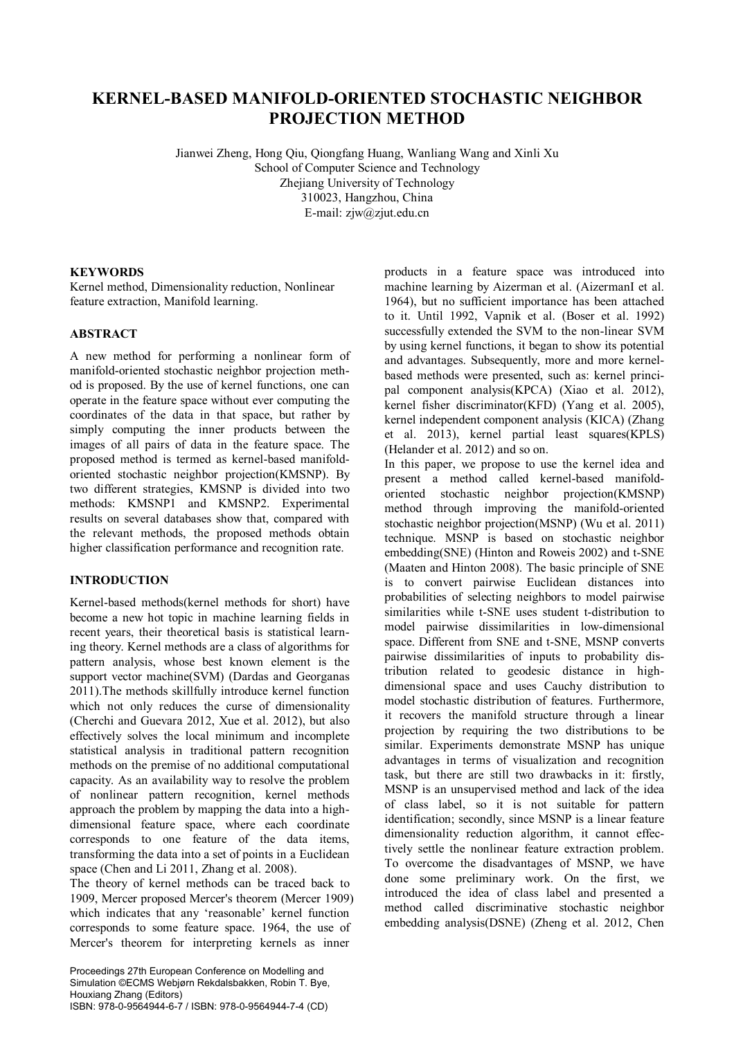# KERNEL-BASED MANIFOLD-ORIENTED STOCHASTIC NEIGHBOR PROJECTION METHOD

Jianwei Zheng, Hong Qiu, Qiongfang Huang, Wanliang Wang and Xinli Xu
School of Computer Science and Technology
Zhejiang University of Technology
310023, Hangzhou, China
E-mail: zjw@zjut.edu.cn

## KEYWORDS

Kernel method, Dimensionality reduction, Nonlinear feature extraction, Manifold learning.

## ABSTRACT

A new method for performing a nonlinear form of manifold-oriented stochastic neighbor projection method is proposed. By the use of kernel functions, one can operate in the feature space without ever computing the coordinates of the data in that space, but rather by simply computing the inner products between the images of all pairs of data in the feature space. The proposed method is termed as kernel-based manifold-oriented stochastic neighbor projection(KMSNP). By two different strategies, KMSNP is divided into two methods: KMSNP1 and KMSNP2. Experimental results on several databases show that, compared with the relevant methods, the proposed methods obtain higher classification performance and recognition rate.

## INTRODUCTION

Kernel-based methods(kernel methods for short) have become a new hot topic in machine learning fields in recent years, their theoretical basis is statistical learning theory. Kernel methods are a class of algorithms for pattern analysis, whose best known element is the support vector machine(SVM) (Dardas and Georganas 2011).The methods skillfully introduce kernel function which not only reduces the curse of dimensionality (Cherchi and Guevara 2012, Xue et al. 2012), but also effectively solves the local minimum and incomplete statistical analysis in traditional pattern recognition methods on the premise of no additional computational capacity. As an availability way to resolve the problem of nonlinear pattern recognition, kernel methods approach the problem by mapping the data into a high-dimensional feature space, where each coordinate corresponds to one feature of the data items, transforming the data into a set of points in a Euclidean space (Chen and Li 2011, Zhang et al. 2008).

The theory of kernel methods can be traced back to 1909, Mercer proposed Mercer's theorem (Mercer 1909) which indicates that any 'reasonable' kernel function corresponds to some feature space. 1964, the use of Mercer's theorem for interpreting kernels as inner products in a feature space was introduced into machine learning by Aizerman et al. (AizermanI et al. 1964), but no sufficient importance has been attached to it. Until 1992, Vapnik et al. (Boser et al. 1992) successfully extended the SVM to the non-linear SVM by using kernel functions, it began to show its potential and advantages. Subsequently, more and more kernel-based methods were presented, such as: kernel principal component analysis(KPCA) (Xiao et al. 2012), kernel fisher discriminator(KFD) (Yang et al. 2005), kernel independent component analysis (KICA) (Zhang et al. 2013), kernel partial least squares(KPLS) (Helander et al. 2012) and so on.

In this paper, we propose to use the kernel idea and present a method called kernel-based manifold-oriented stochastic neighbor projection(KMSNP) method through improving the manifold-oriented stochastic neighbor projection(MSNP) (Wu et al. 2011) technique. MSNP is based on stochastic neighbor embedding(SNE) (Hinton and Roweis 2002) and t-SNE (Maaten and Hinton 2008). The basic principle of SNE is to convert pairwise Euclidean distances into probabilities of selecting neighbors to model pairwise similarities while t-SNE uses student t-distribution to model pairwise dissimilarities in low-dimensional space. Different from SNE and t-SNE, MSNP converts pairwise dissimilarities of inputs to probability distribution related to geodesic distance in high-dimensional space and uses Cauchy distribution to model stochastic distribution of features. Furthermore, it recovers the manifold structure through a linear projection by requiring the two distributions to be similar. Experiments demonstrate MSNP has unique advantages in terms of visualization and recognition task, but there are still two drawbacks in it: firstly, MSNP is an unsupervised method and lack of the idea of class label, so it is not suitable for pattern identification; secondly, since MSNP is a linear feature dimensionality reduction algorithm, it cannot effectively settle the nonlinear feature extraction problem. To overcome the disadvantages of MSNP, we have done some preliminary work. On the first, we introduced the idea of class label and presented a method called discriminative stochastic neighbor embedding analysis(DSNE) (Zheng et al. 2012, Chen

Proceedings 27th European Conference on Modelling and Simulation ©ECMS Webjørn Rekdalsbakken, Robin T. Bye, Houxiang Zhang (Editors)
ISBN: 978-0-9564944-6-7 / ISBN: 978-0-9564944-7-4 (CD)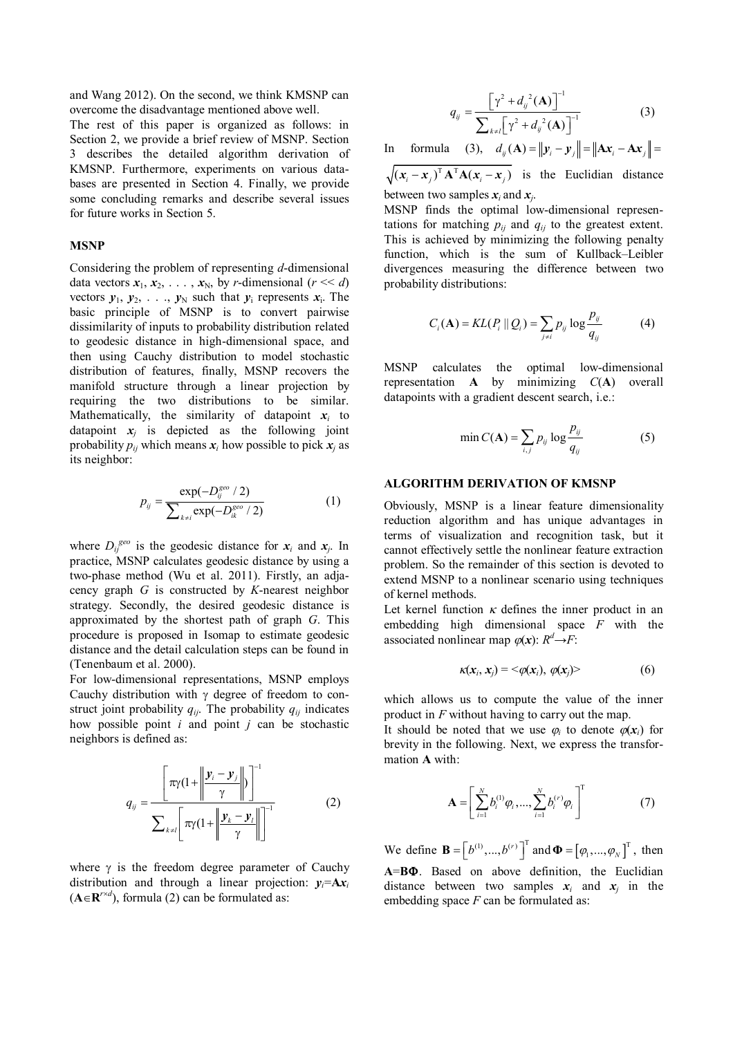and Wang 2012). On the second, we think KMSNP can overcome the disadvantage mentioned above well.

The rest of this paper is organized as follows: in Section 2, we provide a brief review of MSNP. Section 3 describes the detailed algorithm derivation of KMSNP. Furthermore, experiments on various databases are presented in Section 4. Finally, we provide some concluding remarks and describe several issues for future works in Section 5.

## MSNP

Considering the problem of representing $d$-dimensional data vectors $\boldsymbol{x}_1, \boldsymbol{x}_2, \ldots, \boldsymbol{x}_N$, by $r$-dimensional ($r << d$) vectors $\boldsymbol{y}_1, \boldsymbol{y}_2, \ldots, \boldsymbol{y}_N$ such that $\boldsymbol{y}_i$ represents $\boldsymbol{x}_i$. The basic principle of MSNP is to convert pairwise dissimilarity of inputs to probability distribution related to geodesic distance in high-dimensional space, and then using Cauchy distribution to model stochastic distribution of features, finally, MSNP recovers the manifold structure through a linear projection by requiring the two distributions to be similar. Mathematically, the similarity of datapoint $\boldsymbol{x}_i$ to datapoint $\boldsymbol{x}_j$ is depicted as the following joint probability $p_{ij}$ which means $\boldsymbol{x}_i$ how possible to pick $\boldsymbol{x}_j$ as its neighbor:

$$p_{ij} = \frac{\exp(-D_{ij}^{geo}/2)}{\sum_{k \neq i} \exp(-D_{ik}^{geo}/2)} \tag{1}$$

where $D_{ij}^{geo}$ is the geodesic distance for $\boldsymbol{x}_i$ and $\boldsymbol{x}_j$. In practice, MSNP calculates geodesic distance by using a two-phase method (Wu et al. 2011). Firstly, an adjacency graph $G$ is constructed by $K$-nearest neighbor strategy. Secondly, the desired geodesic distance is approximated by the shortest path of graph $G$. This procedure is proposed in Isomap to estimate geodesic distance and the detail calculation steps can be found in (Tenenbaum et al. 2000).

For low-dimensional representations, MSNP employs Cauchy distribution with γ degree of freedom to construct joint probability $q_{ij}$. The probability $q_{ij}$ indicates how possible point $i$ and point $j$ can be stochastic neighbors is defined as:

$$q_{ij} = \frac{\left[\pi\gamma\left(1 + \left\|\frac{\boldsymbol{y}_i - \boldsymbol{y}_j}{\gamma}\right\|\right)\right]^{-1}}{\sum_{k \neq l}\left[\pi\gamma\left(1 + \left\|\frac{\boldsymbol{y}_k - \boldsymbol{y}_l}{\gamma}\right\|\right)\right]^{-1}} \tag{2}$$

where γ is the freedom degree parameter of Cauchy distribution and through a linear projection: $\boldsymbol{y}_i = \mathbf{A}\boldsymbol{x}_i$ ($\mathbf{A} \in \mathbf{R}^{r \times d}$), formula (2) can be formulated as:

$$q_{ij} = \frac{\left[\gamma^2 + d_{ij}^{\,2}(\mathbf{A})\right]^{-1}}{\sum_{k \neq l}\left[\gamma^2 + d_{ij}^{\,2}(\mathbf{A})\right]^{-1}} \tag{3}$$

In formula (3), $d_{ij}(\mathbf{A}) = \|\boldsymbol{y}_i - \boldsymbol{y}_j\| = \|\mathbf{A}\boldsymbol{x}_i - \mathbf{A}\boldsymbol{x}_j\| = \sqrt{(\boldsymbol{x}_i - \boldsymbol{x}_j)^{\mathrm{T}}\mathbf{A}^{\mathrm{T}}\mathbf{A}(\boldsymbol{x}_i - \boldsymbol{x}_j)}$ is the Euclidian distance between two samples $\boldsymbol{x}_i$ and $\boldsymbol{x}_j$.

MSNP finds the optimal low-dimensional representations for matching $p_{ij}$ and $q_{ij}$ to the greatest extent. This is achieved by minimizing the following penalty function, which is the sum of Kullback–Leibler divergences measuring the difference between two probability distributions:

$$C_i(\mathbf{A}) = KL(P_i \,\|\, Q_i) = \sum_{j \neq i} p_{ij} \log \frac{p_{ij}}{q_{ij}} \tag{4}$$

MSNP calculates the optimal low-dimensional representation $\mathbf{A}$ by minimizing $C(\mathbf{A})$ overall datapoints with a gradient descent search, i.e.:

$$\min C(\mathbf{A}) = \sum_{i,j} p_{ij} \log \frac{p_{ij}}{q_{ij}} \tag{5}$$

## ALGORITHM DERIVATION OF KMSNP

Obviously, MSNP is a linear feature dimensionality reduction algorithm and has unique advantages in terms of visualization and recognition task, but it cannot effectively settle the nonlinear feature extraction problem. So the remainder of this section is devoted to extend MSNP to a nonlinear scenario using techniques of kernel methods.

Let kernel function $\kappa$ defines the inner product in an embedding high dimensional space $F$ with the associated nonlinear map $\varphi(\boldsymbol{x})$: $R^d \rightarrow F$:

$$\kappa(\boldsymbol{x}_i, \boldsymbol{x}_j) = \langle\varphi(\boldsymbol{x}_i), \varphi(\boldsymbol{x}_j)\rangle \tag{6}$$

which allows us to compute the value of the inner product in $F$ without having to carry out the map.

It should be noted that we use $\varphi_i$ to denote $\varphi(\boldsymbol{x}_i)$ for brevity in the following. Next, we express the transformation $\mathbf{A}$ with:

$$\mathbf{A} = \left[\sum_{i=1}^{N} b_i^{(1)}\varphi_i, \ldots, \sum_{i=1}^{N} b_i^{(r)}\varphi_i\right]^{\mathrm{T}} \tag{7}$$

We define $\mathbf{B} = \left[b^{(1)}, \ldots, b^{(r)}\right]^{\mathrm{T}}$ and $\boldsymbol{\Phi} = \left[\varphi_1, \ldots, \varphi_N\right]^{\mathrm{T}}$, then $\mathbf{A} = \mathbf{B}\boldsymbol{\Phi}$. Based on above definition, the Euclidian distance between two samples $\boldsymbol{x}_i$ and $\boldsymbol{x}_j$ in the embedding space $F$ can be formulated as: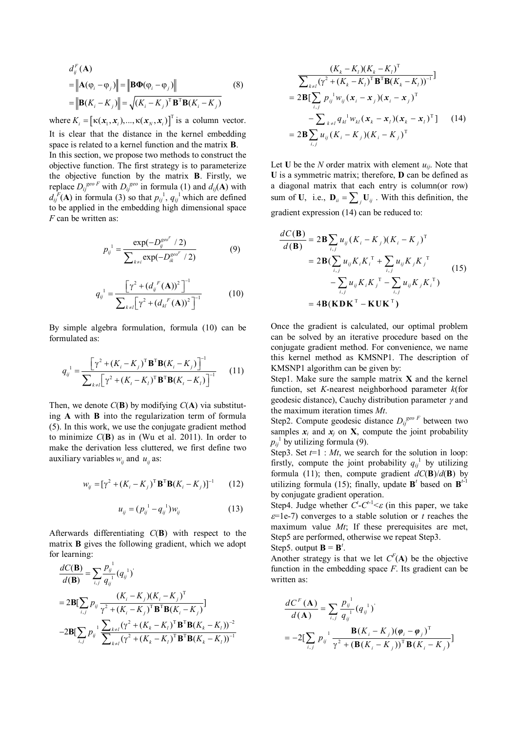$$
\begin{aligned}
& d_{ij}^{F}(\mathbf{A}) \\
&= \left\|\mathbf{A}(\varphi_i - \varphi_j)\right\| = \left\|\mathbf{B}\boldsymbol{\Phi}(\varphi_i - \varphi_j)\right\| \\
&= \left\|\mathbf{B}(K_i - K_j)\right\| = \sqrt{(K_i - K_j)^{\mathrm{T}}\mathbf{B}^{\mathrm{T}}\mathbf{B}(K_i - K_j)}
\end{aligned} \tag{8}
$$

where $K_i = \left[\kappa(\boldsymbol{x}_1, \boldsymbol{x}_i), ..., \kappa(\boldsymbol{x}_N, \boldsymbol{x}_i)\right]^{\mathrm{T}}$ is a column vector. It is clear that the distance in the kernel embedding space is related to a kernel function and the matrix **B**.

In this section, we propose two methods to construct the objective function. The first strategy is to parameterize the objective function by the matrix **B**. Firstly, we replace $D_{ij}^{geo\ F}$ with $D_{ij}^{geo}$ in formula (1) and $d_{ij}(\mathbf{A})$ with $d_{ij}^{F}(\mathbf{A})$ in formula (3) so that $p_{ij}^{1}$, $q_{ij}^{1}$ which are defined to be applied in the embedding high dimensional space $F$ can be written as:

$$
p_{ij}^{1} = \frac{\exp(-D_{ij}^{geo^F}/2)}{\sum_{k \neq i}\exp(-D_{ik}^{geo^F}/2)} \tag{9}
$$

$$
q_{ij}^{1} = \frac{\left[\gamma^2 + (d_{ij}^{F}(\mathbf{A}))^2\right]^{-1}}{\sum_{k \neq l}\left[\gamma^2 + (d_{kl}^{F}(\mathbf{A}))^2\right]^{-1}} \tag{10}
$$

By simple algebra formulation, formula (10) can be formulated as:

$$
q_{ij}^{1} = \frac{\left[\gamma^2 + (K_i - K_j)^{\mathrm{T}}\mathbf{B}^{\mathrm{T}}\mathbf{B}(K_i - K_j)\right]^{-1}}{\sum_{k \neq l}\left[\gamma^2 + (K_t - K_l)^{\mathrm{T}}\mathbf{B}^{\mathrm{T}}\mathbf{B}(K_t - K_l)\right]^{-1}} \tag{11}
$$

Then, we denote $C(\mathbf{B})$ by modifying $C(\mathbf{A})$ via substituting **A** with **B** into the regularization term of formula (5). In this work, we use the conjugate gradient method to minimize $C(\mathbf{B})$ as in (Wu et al. 2011). In order to make the derivation less cluttered, we first define two auxiliary variables $w_{ij}$ and $u_{ij}$ as:

$$
w_{ij} = [\gamma^2 + (K_i - K_j)^{\mathrm{T}}\mathbf{B}^{\mathrm{T}}\mathbf{B}(K_i - K_j)]^{-1} \tag{12}
$$

$$
u_{ij} = (p_{ij}^{1} - q_{ij}^{1})w_{ij} \tag{13}
$$

Afterwards differentiating $C(\mathbf{B})$ with respect to the matrix **B** gives the following gradient, which we adopt for learning:

$$
\begin{aligned}
\frac{dC(\mathbf{B})}{d(\mathbf{B})} &= \sum_{i,j}\frac{p_{ij}^{1}}{q_{ij}^{1}}(q_{ij}^{1})' \\
&= 2\mathbf{B}[\sum_{i,j} p_{ij}\frac{(K_i - K_j)(K_i - K_j)^{\mathrm{T}}}{\gamma^2 + (K_i - K_j)^{\mathrm{T}}\mathbf{B}^{\mathrm{T}}\mathbf{B}(K_i - K_j)}] \\
&\quad -2\mathbf{B}[\sum_{i,j} p_{ij}^{1}\frac{\sum_{k \neq l}(\gamma^2 + (K_k - K_l)^{\mathrm{T}}\mathbf{B}^{\mathrm{T}}\mathbf{B}(K_k - K_l))^{-2}}{\sum_{k \neq l}(\gamma^2 + (K_k - K_l)^{\mathrm{T}}\mathbf{B}^{\mathrm{T}}\mathbf{B}(K_k - K_l))^{-1}} \\
&\qquad \frac{(K_k - K_l)(K_k - K_l)^{\mathrm{T}}}{\sum_{k \neq l}(\gamma^2 + (K_k - K_l)^{\mathrm{T}}\mathbf{B}^{\mathrm{T}}\mathbf{B}(K_k - K_l))^{-1}}] \\
&= 2\mathbf{B}[\sum_{i,j} p_{ij}^{1}w_{ij}(\boldsymbol{x}_i - \boldsymbol{x}_j)(\boldsymbol{x}_i - \boldsymbol{x}_j)^{\mathrm{T}} \\
&\quad - \sum_{k \neq l} q_{kl}^{1}w_{kl}(\boldsymbol{x}_k - \boldsymbol{x}_l)(\boldsymbol{x}_k - \boldsymbol{x}_l)^{\mathrm{T}}] \\
&= 2\mathbf{B}\sum_{i,j} u_{ij}(K_i - K_j)(K_i - K_j)^{\mathrm{T}}
\end{aligned} \tag{14}
$$

Let **U** be the $N$ order matrix with element $u_{ij}$. Note that **U** is a symmetric matrix; therefore, **D** can be defined as a diagonal matrix that each entry is column(or row) sum of **U**, i.e., $\mathbf{D}_{ii} = \sum_j \mathbf{U}_{ij}$. With this definition, the gradient expression (14) can be reduced to:

$$
\begin{aligned}
\frac{dC(\mathbf{B})}{d(\mathbf{B})} &= 2\mathbf{B}\sum_{i,j} u_{ij}(K_i - K_j)(K_i - K_j)^{\mathrm{T}} \\
&= 2\mathbf{B}(\sum_{i,j} u_{ij}K_iK_i^{\mathrm{T}} + \sum_{i,j} u_{ij}K_jK_j^{\mathrm{T}} \\
&\quad - \sum_{i,j} u_{ij}K_iK_j^{\mathrm{T}} - \sum_{i,j} u_{ij}K_jK_i^{\mathrm{T}}) \\
&= 4\mathbf{B}(\mathbf{KDK}^{\mathrm{T}} - \mathbf{KUK}^{\mathrm{T}})
\end{aligned} \tag{15}
$$

Once the gradient is calculated, our optimal problem can be solved by an iterative procedure based on the conjugate gradient method. For convenience, we name this kernel method as KMSNP1. The description of KMSNP1 algorithm can be given by:

Step1. Make sure the sample matrix **X** and the kernel function, set $K$-nearest neighborhood parameter $k$(for geodesic distance), Cauchy distribution parameter $\gamma$ and the maximum iteration times $Mt$.

Step2. Compute geodesic distance $D_{ij}^{geo\ F}$ between two samples $\boldsymbol{x}_i$ and $\boldsymbol{x}_j$ on **X**, compute the joint probability $p_{ij}^{1}$ by utilizing formula (9).

Step3. Set $t$=1 : $Mt$, we search for the solution in loop: firstly, compute the joint probability $q_{ij}^{1}$ by utilizing formula (11); then, compute gradient $dC(\mathbf{B})/d(\mathbf{B})$ by utilizing formula (15); finally, update $\mathbf{B}^{t}$ based on $\mathbf{B}^{t-1}$ by conjugate gradient operation.

Step4. Judge whether $C^{t}$-$C^{t-1}$<$\varepsilon$ (in this paper, we take $\varepsilon$=1e-7) converges to a stable solution or $t$ reaches the maximum value $Mt$; If these prerequisites are met, Step5 are performed, otherwise we repeat Step3.

Step5. output $\mathbf{B} = \mathbf{B}^{t}$.

Another strategy is that we let $C^{F}(\mathbf{A})$ be the objective function in the embedding space $F$. Its gradient can be written as:

$$
\begin{aligned}
\frac{dC^{F}(\mathbf{A})}{d(\mathbf{A})} &= \sum_{i,j}\frac{p_{ij}^{1}}{q_{ij}^{1}}(q_{ij}^{1})' \\
&= -2[\sum_{i,j} p_{ij}^{1}\frac{\mathbf{B}(K_i - K_j)(\boldsymbol{\varphi}_i - \boldsymbol{\varphi}_j)^{\mathrm{T}}}{\gamma^2 + (\mathbf{B}(K_i - K_j))^{\mathrm{T}}\mathbf{B}(K_i - K_j)}]
\end{aligned}
$$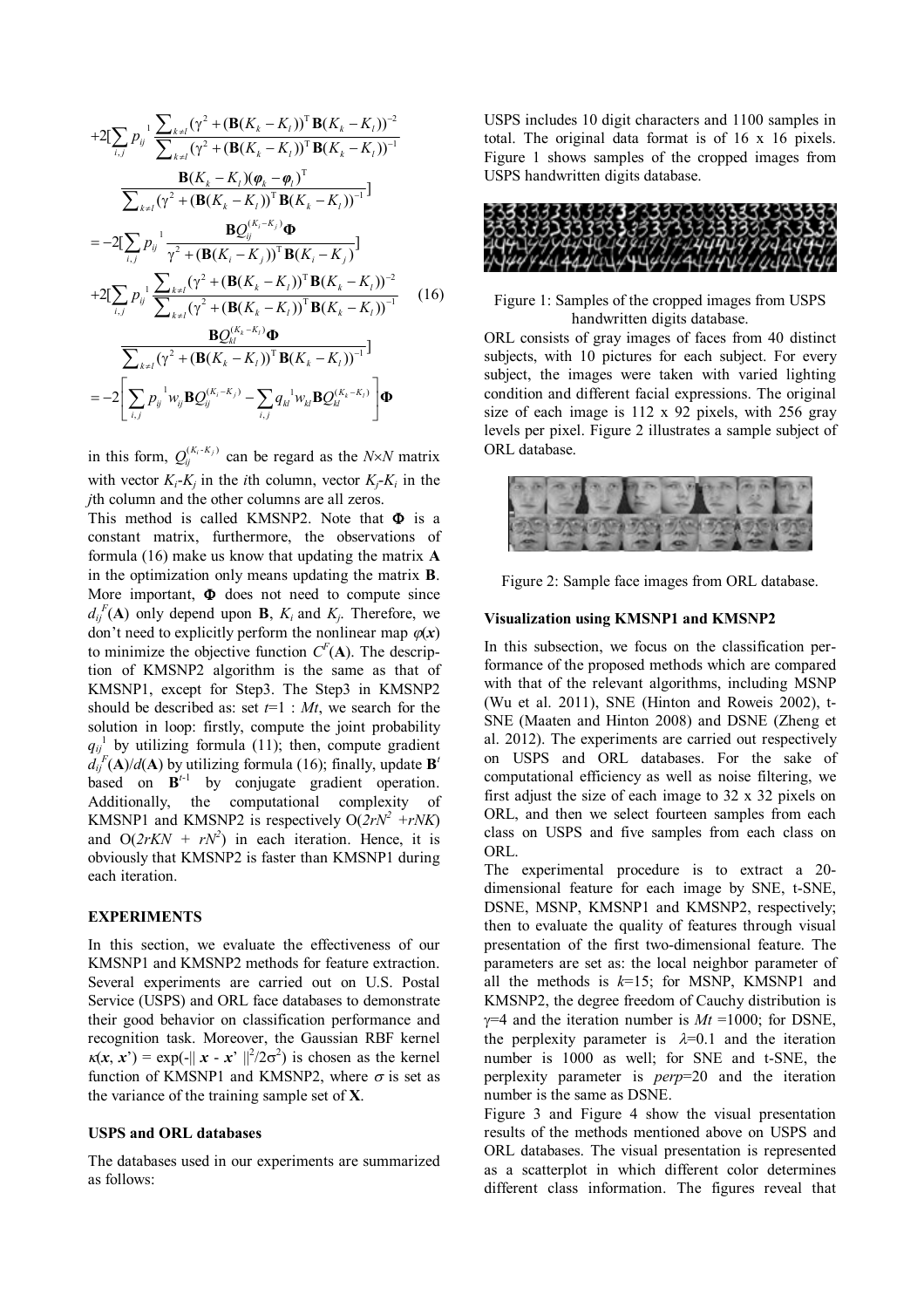$$
\begin{aligned}
&+2[\sum_{i,j} p_{ij}{}^{1} \frac{\sum_{k\neq l}(\gamma^2+(\mathbf{B}(K_k-K_l))^{\mathrm{T}}\mathbf{B}(K_k-K_l))^{-2}}{\sum_{k\neq l}(\gamma^2+(\mathbf{B}(K_k-K_l))^{\mathrm{T}}\mathbf{B}(K_k-K_l))^{-1}} \\
&\quad \frac{\mathbf{B}(K_k-K_l)(\boldsymbol{\varphi}_k-\boldsymbol{\varphi}_l)^{\mathrm{T}}}{\sum_{k\neq l}(\gamma^2+(\mathbf{B}(K_k-K_l))^{\mathrm{T}}\mathbf{B}(K_k-K_l))^{-1}}] \\
&= -2[\sum_{i,j} p_{ij}{}^{1} \frac{\mathbf{B}Q_{ij}^{(K_i-K_j)}\boldsymbol{\Phi}}{\gamma^2+(\mathbf{B}(K_i-K_j))^{\mathrm{T}}\mathbf{B}(K_i-K_j)}] \\
&+2[\sum_{i,j} p_{ij}{}^{1} \frac{\sum_{k\neq l}(\gamma^2+(\mathbf{B}(K_k-K_l))^{\mathrm{T}}\mathbf{B}(K_k-K_l))^{-2}}{\sum_{k\neq l}(\gamma^2+(\mathbf{B}(K_k-K_l))^{\mathrm{T}}\mathbf{B}(K_k-K_l))^{-1}} \\
&\quad \frac{\mathbf{B}Q_{kl}^{(K_k-K_l)}\boldsymbol{\Phi}}{\sum_{k\neq l}(\gamma^2+(\mathbf{B}(K_k-K_l))^{\mathrm{T}}\mathbf{B}(K_k-K_l))^{-1}}] \\
&= -2\left[\sum_{i,j} p_{ij}{}^{1} w_{ij}\mathbf{B}Q_{ij}^{(K_i-K_j)} - \sum_{i,j} q_{kl}{}^{1} w_{kl}\mathbf{B}Q_{kl}^{(K_k-K_l)}\right]\boldsymbol{\Phi}
\end{aligned} \tag{16}
$$

in this form, $Q_{ij}^{(K_i-K_j)}$ can be regard as the $N\times N$ matrix with vector $K_i$-$K_j$ in the $i$th column, vector $K_j$-$K_i$ in the $j$th column and the other columns are all zeros.

This method is called KMSNP2. Note that $\boldsymbol{\Phi}$ is a constant matrix, furthermore, the observations of formula (16) make us know that updating the matrix $\mathbf{A}$ in the optimization only means updating the matrix $\mathbf{B}$. More important, $\boldsymbol{\Phi}$ does not need to compute since $d_{ij}^F(\mathbf{A})$ only depend upon $\mathbf{B}$, $K_i$ and $K_j$. Therefore, we don't need to explicitly perform the nonlinear map $\varphi(\boldsymbol{x})$ to minimize the objective function $C^F(\mathbf{A})$. The description of KMSNP2 algorithm is the same as that of KMSNP1, except for Step3. The Step3 in KMSNP2 should be described as: set $t$=1 : $Mt$, we search for the solution in loop: firstly, compute the joint probability $q_{ij}{}^1$ by utilizing formula (11); then, compute gradient $d_{ij}^F(\mathbf{A})/d(\mathbf{A})$ by utilizing formula (16); finally, update $\mathbf{B}^t$ based on $\mathbf{B}^{t-1}$ by conjugate gradient operation. Additionally, the computational complexity of KMSNP1 and KMSNP2 is respectively $O(2rN^2+rNK)$ and $O(2rKN+rN^2)$ in each iteration. Hence, it is obviously that KMSNP2 is faster than KMSNP1 during each iteration.

## EXPERIMENTS

In this section, we evaluate the effectiveness of our KMSNP1 and KMSNP2 methods for feature extraction. Several experiments are carried out on U.S. Postal Service (USPS) and ORL face databases to demonstrate their good behavior on classification performance and recognition task. Moreover, the Gaussian RBF kernel $\kappa(\boldsymbol{x}, \boldsymbol{x}') = \exp(-\|\boldsymbol{x} - \boldsymbol{x}'\|^2/2\sigma^2)$ is chosen as the kernel function of KMSNP1 and KMSNP2, where $\sigma$ is set as the variance of the training sample set of $\mathbf{X}$.

### USPS and ORL databases

The databases used in our experiments are summarized as follows:

USPS includes 10 digit characters and 1100 samples in total. The original data format is of 16 x 16 pixels. Figure 1 shows samples of the cropped images from USPS handwritten digits database.

Figure 1: Samples of the cropped images from USPS handwritten digits database.

ORL consists of gray images of faces from 40 distinct subjects, with 10 pictures for each subject. For every subject, the images were taken with varied lighting condition and different facial expressions. The original size of each image is 112 x 92 pixels, with 256 gray levels per pixel. Figure 2 illustrates a sample subject of ORL database.

Figure 2: Sample face images from ORL database.

### Visualization using KMSNP1 and KMSNP2

In this subsection, we focus on the classification performance of the proposed methods which are compared with that of the relevant algorithms, including MSNP (Wu et al. 2011), SNE (Hinton and Roweis 2002), t-SNE (Maaten and Hinton 2008) and DSNE (Zheng et al. 2012). The experiments are carried out respectively on USPS and ORL databases. For the sake of computational efficiency as well as noise filtering, we first adjust the size of each image to 32 x 32 pixels on ORL, and then we select fourteen samples from each class on USPS and five samples from each class on ORL.

The experimental procedure is to extract a 20-dimensional feature for each image by SNE, t-SNE, DSNE, MSNP, KMSNP1 and KMSNP2, respectively; then to evaluate the quality of features through visual presentation of the first two-dimensional feature. The parameters are set as: the local neighbor parameter of all the methods is $k$=15; for MSNP, KMSNP1 and KMSNP2, the degree freedom of Cauchy distribution is $\gamma$=4 and the iteration number is $Mt$ =1000; for DSNE, the perplexity parameter is $\lambda$=0.1 and the iteration number is 1000 as well; for SNE and t-SNE, the perplexity parameter is $perp$=20 and the iteration number is the same as DSNE.

Figure 3 and Figure 4 show the visual presentation results of the methods mentioned above on USPS and ORL databases. The visual presentation is represented as a scatterplot in which different color determines different class information. The figures reveal that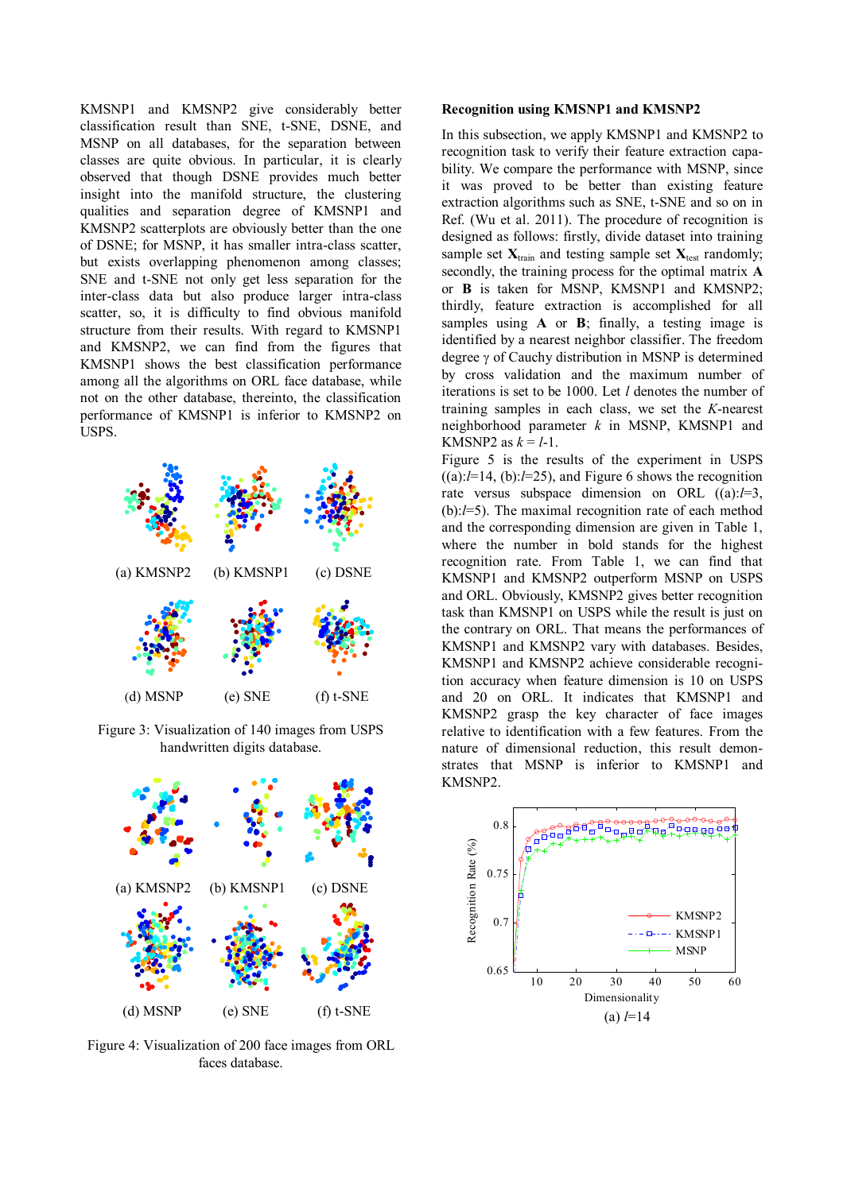KMSNP1 and KMSNP2 give considerably better classification result than SNE, t-SNE, DSNE, and MSNP on all databases, for the separation between classes are quite obvious. In particular, it is clearly observed that though DSNE provides much better insight into the manifold structure, the clustering qualities and separation degree of KMSNP1 and KMSNP2 scatterplots are obviously better than the one of DSNE; for MSNP, it has smaller intra-class scatter, but exists overlapping phenomenon among classes; SNE and t-SNE not only get less separation for the inter-class data but also produce larger intra-class scatter, so, it is difficulty to find obvious manifold structure from their results. With regard to KMSNP1 and KMSNP2, we can find from the figures that KMSNP1 shows the best classification performance among all the algorithms on ORL face database, while not on the other database, thereinto, the classification performance of KMSNP1 is inferior to KMSNP2 on USPS.

(a) KMSNP2 (b) KMSNP1 (c) DSNE

(d) MSNP (e) SNE (f) t-SNE

Figure 3: Visualization of 140 images from USPS handwritten digits database.

(a) KMSNP2 (b) KMSNP1 (c) DSNE

(d) MSNP (e) SNE (f) t-SNE

Figure 4: Visualization of 200 face images from ORL faces database.

**Recognition using KMSNP1 and KMSNP2**

In this subsection, we apply KMSNP1 and KMSNP2 to recognition task to verify their feature extraction capability. We compare the performance with MSNP, since it was proved to be better than existing feature extraction algorithms such as SNE, t-SNE and so on in Ref. (Wu et al. 2011). The procedure of recognition is designed as follows: firstly, divide dataset into training sample set $\mathbf{X}_{train}$ and testing sample set $\mathbf{X}_{test}$ randomly; secondly, the training process for the optimal matrix $\mathbf{A}$ or $\mathbf{B}$ is taken for MSNP, KMSNP1 and KMSNP2; thirdly, feature extraction is accomplished for all samples using $\mathbf{A}$ or $\mathbf{B}$; finally, a testing image is identified by a nearest neighbor classifier. The freedom degree $\gamma$ of Cauchy distribution in MSNP is determined by cross validation and the maximum number of iterations is set to be 1000. Let $l$ denotes the number of training samples in each class, we set the $K$-nearest neighborhood parameter $k$ in MSNP, KMSNP1 and KMSNP2 as $k = l$-1.

Figure 5 is the results of the experiment in USPS ((a):$l$=14, (b):$l$=25), and Figure 6 shows the recognition rate versus subspace dimension on ORL ((a):$l$=3, (b):$l$=5). The maximal recognition rate of each method and the corresponding dimension are given in Table 1, where the number in bold stands for the highest recognition rate. From Table 1, we can find that KMSNP1 and KMSNP2 outperform MSNP on USPS and ORL. Obviously, KMSNP2 gives better recognition task than KMSNP1 on USPS while the result is just on the contrary on ORL. That means the performances of KMSNP1 and KMSNP2 vary with databases. Besides, KMSNP1 and KMSNP2 achieve considerable recognition accuracy when feature dimension is 10 on USPS and 20 on ORL. It indicates that KMSNP1 and KMSNP2 grasp the key character of face images relative to identification with a few features. From the nature of dimensional reduction, this result demonstrates that MSNP is inferior to KMSNP1 and KMSNP2.

(a) $l$=14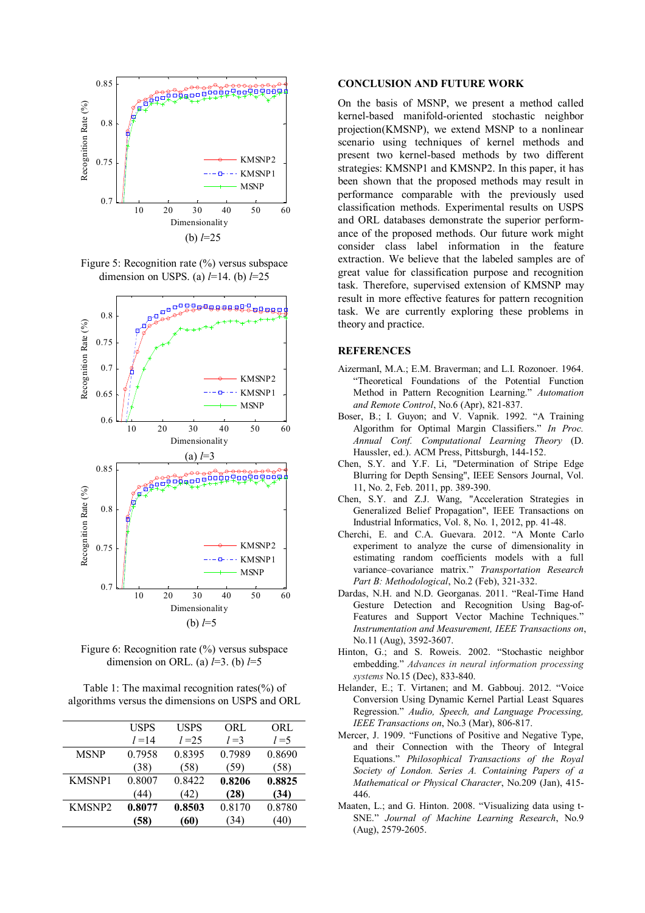(b) $l$=25

Figure 5: Recognition rate (%) versus subspace dimension on USPS. (a) $l$=14. (b) $l$=25

(a) $l$=3

(b) $l$=5

Figure 6: Recognition rate (%) versus subspace dimension on ORL. (a) $l$=3. (b) $l$=5

Table 1: The maximal recognition rates(%) of algorithms versus the dimensions on USPS and ORL

| | USPS $l$=14 | USPS $l$=25 | ORL $l$=3 | ORL $l$=5 |
|---|---|---|---|---|
| MSNP | 0.7958 (38) | 0.8395 (58) | 0.7989 (59) | 0.8690 (58) |
| KMSNP1 | 0.8007 (44) | 0.8422 (42) | **0.8206 (28)** | **0.8825 (34)** |
| KMSNP2 | **0.8077 (58)** | **0.8503 (60)** | 0.8170 (34) | 0.8780 (40) |

## CONCLUSION AND FUTURE WORK

On the basis of MSNP, we present a method called kernel-based manifold-oriented stochastic neighbor projection(KMSNP), we extend MSNP to a nonlinear scenario using techniques of kernel methods and present two kernel-based methods by two different strategies: KMSNP1 and KMSNP2. In this paper, it has been shown that the proposed methods may result in performance comparable with the previously used classification methods. Experimental results on USPS and ORL databases demonstrate the superior performance of the proposed methods. Our future work might consider class label information in the feature extraction. We believe that the labeled samples are of great value for classification purpose and recognition task. Therefore, supervised extension of KMSNP may result in more effective features for pattern recognition task. We are currently exploring these problems in theory and practice.

## REFERENCES

AizermanI, M.A.; E.M. Braverman; and L.I. Rozonoer. 1964. "Theoretical Foundations of the Potential Function Method in Pattern Recognition Learning." *Automation and Remote Control*, No.6 (Apr), 821-837.

Boser, B.; I. Guyon; and V. Vapnik. 1992. "A Training Algorithm for Optimal Margin Classifiers." *In Proc. Annual Conf. Computational Learning Theory* (D. Haussler, ed.). ACM Press, Pittsburgh, 144-152.

Chen, S.Y. and Y.F. Li, "Determination of Stripe Edge Blurring for Depth Sensing", IEEE Sensors Journal, Vol. 11, No. 2, Feb. 2011, pp. 389-390.

Chen, S.Y. and Z.J. Wang, "Acceleration Strategies in Generalized Belief Propagation", IEEE Transactions on Industrial Informatics, Vol. 8, No. 1, 2012, pp. 41-48.

Cherchi, E. and C.A. Guevara. 2012. "A Monte Carlo experiment to analyze the curse of dimensionality in estimating random coefficients models with a full variance–covariance matrix." *Transportation Research Part B: Methodological*, No.2 (Feb), 321-332.

Dardas, N.H. and N.D. Georganas. 2011. "Real-Time Hand Gesture Detection and Recognition Using Bag-of-Features and Support Vector Machine Techniques." *Instrumentation and Measurement, IEEE Transactions on*, No.11 (Aug), 3592-3607.

Hinton, G.; and S. Roweis. 2002. "Stochastic neighbor embedding." *Advances in neural information processing systems* No.15 (Dec), 833-840.

Helander, E.; T. Virtanen; and M. Gabbouj. 2012. "Voice Conversion Using Dynamic Kernel Partial Least Squares Regression." *Audio, Speech, and Language Processing, IEEE Transactions on*, No.3 (Mar), 806-817.

Mercer, J. 1909. "Functions of Positive and Negative Type, and their Connection with the Theory of Integral Equations." *Philosophical Transactions of the Royal Society of London. Series A. Containing Papers of a Mathematical or Physical Character*, No.209 (Jan), 415-446.

Maaten, L.; and G. Hinton. 2008. "Visualizing data using t-SNE." *Journal of Machine Learning Research*, No.9 (Aug), 2579-2605.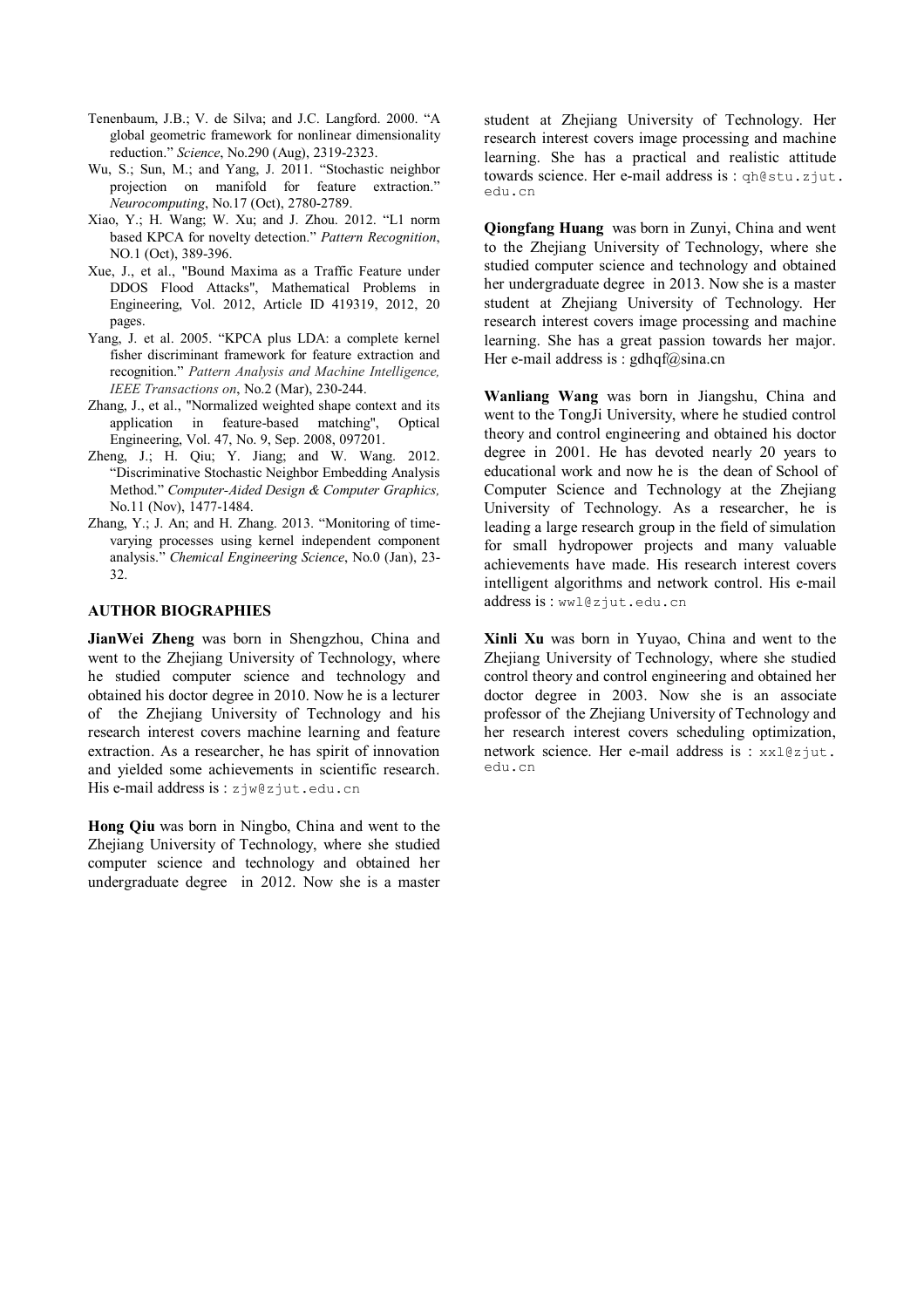Tenenbaum, J.B.; V. de Silva; and J.C. Langford. 2000. "A global geometric framework for nonlinear dimensionality reduction." *Science*, No.290 (Aug), 2319-2323.

Wu, S.; Sun, M.; and Yang, J. 2011. "Stochastic neighbor projection on manifold for feature extraction." *Neurocomputing*, No.17 (Oct), 2780-2789.

Xiao, Y.; H. Wang; W. Xu; and J. Zhou. 2012. "L1 norm based KPCA for novelty detection." *Pattern Recognition*, NO.1 (Oct), 389-396.

Xue, J., et al., "Bound Maxima as a Traffic Feature under DDOS Flood Attacks", Mathematical Problems in Engineering, Vol. 2012, Article ID 419319, 2012, 20 pages.

Yang, J. et al. 2005. "KPCA plus LDA: a complete kernel fisher discriminant framework for feature extraction and recognition." *Pattern Analysis and Machine Intelligence, IEEE Transactions on*, No.2 (Mar), 230-244.

Zhang, J., et al., "Normalized weighted shape context and its application in feature-based matching", Optical Engineering, Vol. 47, No. 9, Sep. 2008, 097201.

Zheng, J.; H. Qiu; Y. Jiang; and W. Wang. 2012. "Discriminative Stochastic Neighbor Embedding Analysis Method." *Computer-Aided Design & Computer Graphics,* No.11 (Nov), 1477-1484.

Zhang, Y.; J. An; and H. Zhang. 2013. "Monitoring of time-varying processes using kernel independent component analysis." *Chemical Engineering Science*, No.0 (Jan), 23-32.

## AUTHOR BIOGRAPHIES

**JianWei Zheng** was born in Shengzhou, China and went to the Zhejiang University of Technology, where he studied computer science and technology and obtained his doctor degree in 2010. Now he is a lecturer of the Zhejiang University of Technology and his research interest covers machine learning and feature extraction. As a researcher, he has spirit of innovation and yielded some achievements in scientific research. His e-mail address is : zjw@zjut.edu.cn

**Hong Qiu** was born in Ningbo, China and went to the Zhejiang University of Technology, where she studied computer science and technology and obtained her undergraduate degree in 2012. Now she is a master student at Zhejiang University of Technology. Her research interest covers image processing and machine learning. She has a practical and realistic attitude towards science. Her e-mail address is : qh@stu.zjut.edu.cn

**Qiongfang Huang** was born in Zunyi, China and went to the Zhejiang University of Technology, where she studied computer science and technology and obtained her undergraduate degree in 2013. Now she is a master student at Zhejiang University of Technology. Her research interest covers image processing and machine learning. She has a great passion towards her major. Her e-mail address is : gdhqf@sina.cn

**Wanliang Wang** was born in Jiangshu, China and went to the TongJi University, where he studied control theory and control engineering and obtained his doctor degree in 2001. He has devoted nearly 20 years to educational work and now he is the dean of School of Computer Science and Technology at the Zhejiang University of Technology. As a researcher, he is leading a large research group in the field of simulation for small hydropower projects and many valuable achievements have made. His research interest covers intelligent algorithms and network control. His e-mail address is : wwl@zjut.edu.cn

**Xinli Xu** was born in Yuyao, China and went to the Zhejiang University of Technology, where she studied control theory and control engineering and obtained her doctor degree in 2003. Now she is an associate professor of the Zhejiang University of Technology and her research interest covers scheduling optimization, network science. Her e-mail address is : xxl@zjut.edu.cn